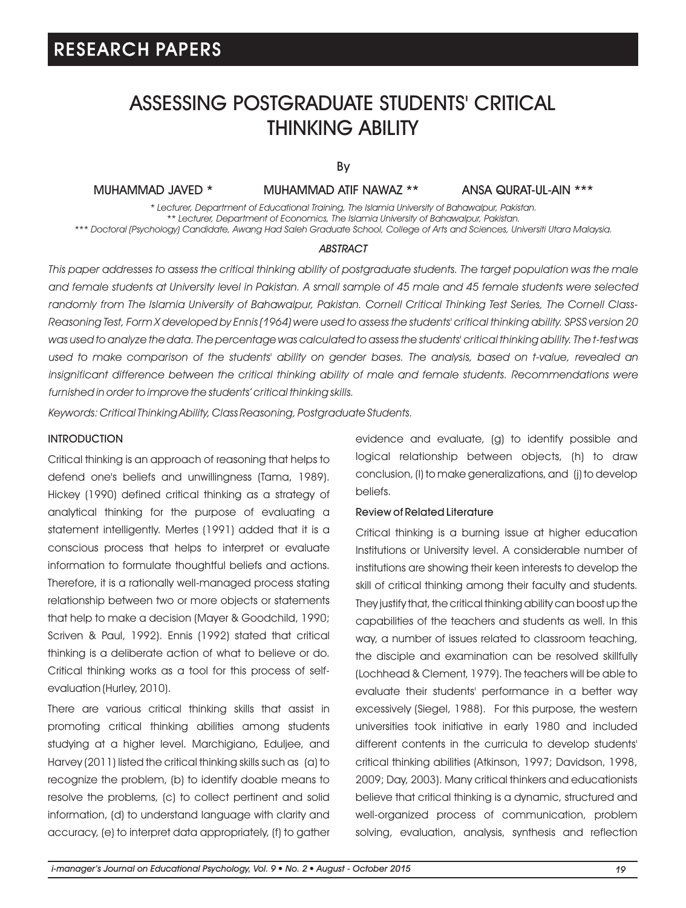RESEARCH PAPERS

# ASSESSING POSTGRADUATE STUDENTS' CRITICAL THINKING ABILITY

By

MUHAMMAD JAVED * MUHAMMAD ATIF NAWAZ ** ANSA QURAT-UL-AIN ***

*\* Lecturer, Department of Educational Training, The Islamia University of Bahawalpur, Pakistan.*
*\*\* Lecturer, Department of Economics, The Islamia University of Bahawalpur, Pakistan.*
*\*\*\* Doctoral (Psychology) Candidate, Awang Had Saleh Graduate School, College of Arts and Sciences, Universiti Utara Malaysia.*

## ABSTRACT

*This paper addresses to assess the critical thinking ability of postgraduate students. The target population was the male and female students at University level in Pakistan. A small sample of 45 male and 45 female students were selected randomly from The Islamia University of Bahawalpur, Pakistan. Cornell Critical Thinking Test Series, The Cornell Class-Reasoning Test, Form X developed by Ennis (1964) were used to assess the students' critical thinking ability. SPSS version 20 was used to analyze the data. The percentage was calculated to assess the students' critical thinking ability. The t-test was used to make comparison of the students' ability on gender bases. The analysis, based on t-value, revealed an insignificant difference between the critical thinking ability of male and female students. Recommendations were furnished in order to improve the students' critical thinking skills.*

*Keywords: Critical Thinking Ability, Class Reasoning, Postgraduate Students.*

## INTRODUCTION

Critical thinking is an approach of reasoning that helps to defend one's beliefs and unwillingness (Tama, 1989). Hickey (1990) defined critical thinking as a strategy of analytical thinking for the purpose of evaluating a statement intelligently. Mertes (1991) added that it is a conscious process that helps to interpret or evaluate information to formulate thoughtful beliefs and actions. Therefore, it is a rationally well-managed process stating relationship between two or more objects or statements that help to make a decision (Mayer & Goodchild, 1990; Scriven & Paul, 1992). Ennis (1992) stated that critical thinking is a deliberate action of what to believe or do. Critical thinking works as a tool for this process of self-evaluation (Hurley, 2010).

There are various critical thinking skills that assist in promoting critical thinking abilities among students studying at a higher level. Marchigiano, Eduljee, and Harvey (2011) listed the critical thinking skills such as (a) to recognize the problem, (b) to identify doable means to resolve the problems, (c) to collect pertinent and solid information, (d) to understand language with clarity and accuracy, (e) to interpret data appropriately, (f) to gather evidence and evaluate, (g) to identify possible and logical relationship between objects, (h) to draw conclusion, (I) to make generalizations, and (j) to develop beliefs.

### Review of Related Literature

Critical thinking is a burning issue at higher education Institutions or University level. A considerable number of institutions are showing their keen interests to develop the skill of critical thinking among their faculty and students. They justify that, the critical thinking ability can boost up the capabilities of the teachers and students as well. In this way, a number of issues related to classroom teaching, the disciple and examination can be resolved skillfully (Lochhead & Clement, 1979). The teachers will be able to evaluate their students' performance in a better way excessively (Siegel, 1988). For this purpose, the western universities took initiative in early 1980 and included different contents in the curricula to develop students' critical thinking abilities (Atkinson, 1997; Davidson, 1998, 2009; Day, 2003). Many critical thinkers and educationists believe that critical thinking is a dynamic, structured and well-organized process of communication, problem solving, evaluation, analysis, synthesis and reflection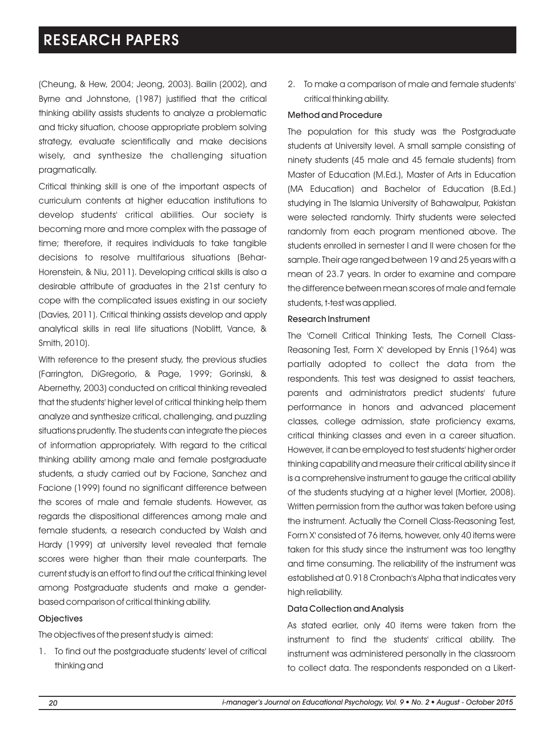(Cheung, & Hew, 2004; Jeong, 2003). Bailin (2002), and Byrne and Johnstone, (1987) justified that the critical thinking ability assists students to analyze a problematic and tricky situation, choose appropriate problem solving strategy, evaluate scientifically and make decisions wisely, and synthesize the challenging situation pragmatically.

Critical thinking skill is one of the important aspects of curriculum contents at higher education institutions to develop students' critical abilities. Our society is becoming more and more complex with the passage of time; therefore, it requires individuals to take tangible decisions to resolve multifarious situations (Behar-Horenstein, & Niu, 2011). Developing critical skills is also a desirable attribute of graduates in the 21st century to cope with the complicated issues existing in our society (Davies, 2011). Critical thinking assists develop and apply analytical skills in real life situations (Noblitt, Vance, & Smith, 2010).

With reference to the present study, the previous studies (Farrington, DiGregorio, & Page, 1999; Gorinski, & Abernethy, 2003) conducted on critical thinking revealed that the students' higher level of critical thinking help them analyze and synthesize critical, challenging, and puzzling situations prudently. The students can integrate the pieces of information appropriately. With regard to the critical thinking ability among male and female postgraduate students, a study carried out by Facione, Sanchez and Facione (1999) found no significant difference between the scores of male and female students. However, as regards the dispositional differences among male and female students, a research conducted by Walsh and Hardy (1999) at university level revealed that female scores were higher than their male counterparts. The current study is an effort to find out the critical thinking level among Postgraduate students and make a gender-based comparison of critical thinking ability.

### Objectives

The objectives of the present study is aimed:

1. To find out the postgraduate students' level of critical thinking and
2. To make a comparison of male and female students' critical thinking ability.

### Method and Procedure

The population for this study was the Postgraduate students at University level. A small sample consisting of ninety students (45 male and 45 female students) from Master of Education (M.Ed.), Master of Arts in Education (MA Education) and Bachelor of Education (B.Ed.) studying in The Islamia University of Bahawalpur, Pakistan were selected randomly. Thirty students were selected randomly from each program mentioned above. The students enrolled in semester I and II were chosen for the sample. Their age ranged between 19 and 25 years with a mean of 23.7 years. In order to examine and compare the difference between mean scores of male and female students, t-test was applied.

### Research Instrument

The 'Cornell Critical Thinking Tests, The Cornell Class-Reasoning Test, Form X' developed by Ennis (1964) was partially adopted to collect the data from the respondents. This test was designed to assist teachers, parents and administrators predict students' future performance in honors and advanced placement classes, college admission, state proficiency exams, critical thinking classes and even in a career situation. However, it can be employed to test students' higher order thinking capability and measure their critical ability since it is a comprehensive instrument to gauge the critical ability of the students studying at a higher level (Mortier, 2008). Written permission from the author was taken before using the instrument. Actually the Cornell Class-Reasoning Test, Form X' consisted of 76 items, however, only 40 items were taken for this study since the instrument was too lengthy and time consuming. The reliability of the instrument was established at 0.918 Cronbach's Alpha that indicates very high reliability.

### Data Collection and Analysis

As stated earlier, only 40 items were taken from the instrument to find the students' critical ability. The instrument was administered personally in the classroom to collect data. The respondents responded on a Likert-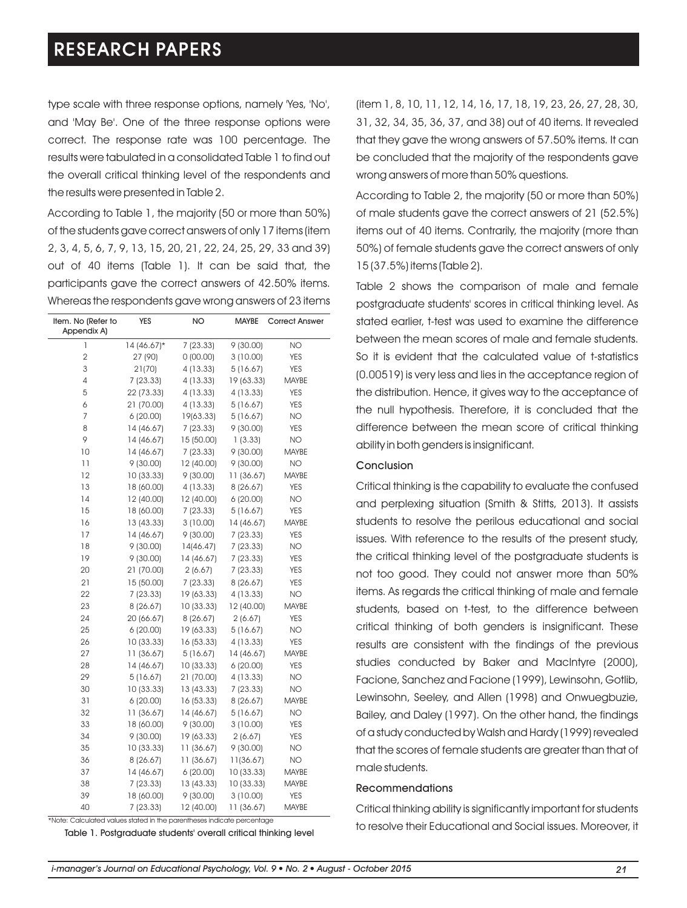type scale with three response options, namely 'Yes, 'No', and 'May Be'. One of the three response options were correct. The response rate was 100 percentage. The results were tabulated in a consolidated Table 1 to find out the overall critical thinking level of the respondents and the results were presented in Table 2.

According to Table 1, the majority (50 or more than 50%) of the students gave correct answers of only 17 items (item 2, 3, 4, 5, 6, 7, 9, 13, 15, 20, 21, 22, 24, 25, 29, 33 and 39) out of 40 items (Table 1). It can be said that, the participants gave the correct answers of 42.50% items. Whereas the respondents gave wrong answers of 23 items

| Item. No (Refer to Appendix A) | YES | NO | MAYBE | Correct Answer |
|---|---|---|---|---|
| 1 | 14 (46.67)* | 7 (23.33) | 9 (30.00) | NO |
| 2 | 27 (90) | 0 (00.00) | 3 (10.00) | YES |
| 3 | 21(70) | 4 (13.33) | 5 (16.67) | YES |
| 4 | 7 (23.33) | 4 (13.33) | 19 (63.33) | MAYBE |
| 5 | 22 (73.33) | 4 (13.33) | 4 (13.33) | YES |
| 6 | 21 (70.00) | 4 (13.33) | 5 (16.67) | YES |
| 7 | 6 (20.00) | 19(63.33) | 5 (16.67) | NO |
| 8 | 14 (46.67) | 7 (23.33) | 9 (30.00) | YES |
| 9 | 14 (46.67) | 15 (50.00) | 1 (3.33) | NO |
| 10 | 14 (46.67) | 7 (23.33) | 9 (30.00) | MAYBE |
| 11 | 9 (30.00) | 12 (40.00) | 9 (30.00) | NO |
| 12 | 10 (33.33) | 9 (30.00) | 11 (36.67) | MAYBE |
| 13 | 18 (60.00) | 4 (13.33) | 8 (26.67) | YES |
| 14 | 12 (40.00) | 12 (40.00) | 6 (20.00) | NO |
| 15 | 18 (60.00) | 7 (23.33) | 5 (16.67) | YES |
| 16 | 13 (43.33) | 3 (10.00) | 14 (46.67) | MAYBE |
| 17 | 14 (46.67) | 9 (30.00) | 7 (23.33) | YES |
| 18 | 9 (30.00) | 14(46.47) | 7 (23.33) | NO |
| 19 | 9 (30.00) | 14 (46.67) | 7 (23.33) | YES |
| 20 | 21 (70.00) | 2 (6.67) | 7 (23.33) | YES |
| 21 | 15 (50.00) | 7 (23.33) | 8 (26.67) | YES |
| 22 | 7 (23.33) | 19 (63.33) | 4 (13.33) | NO |
| 23 | 8 (26.67) | 10 (33.33) | 12 (40.00) | MAYBE |
| 24 | 20 (66.67) | 8 (26.67) | 2 (6.67) | YES |
| 25 | 6 (20.00) | 19 (63.33) | 5 (16.67) | NO |
| 26 | 10 (33.33) | 16 (53.33) | 4 (13.33) | YES |
| 27 | 11 (36.67) | 5 (16.67) | 14 (46.67) | MAYBE |
| 28 | 14 (46.67) | 10 (33.33) | 6 (20.00) | YES |
| 29 | 5 (16.67) | 21 (70.00) | 4 (13.33) | NO |
| 30 | 10 (33.33) | 13 (43.33) | 7 (23.33) | NO |
| 31 | 6 (20.00) | 16 (53.33) | 8 (26.67) | MAYBE |
| 32 | 11 (36.67) | 14 (46.67) | 5 (16.67) | NO |
| 33 | 18 (60.00) | 9 (30.00) | 3 (10.00) | YES |
| 34 | 9 (30.00) | 19 (63.33) | 2 (6.67) | YES |
| 35 | 10 (33.33) | 11 (36.67) | 9 (30.00) | NO |
| 36 | 8 (26.67) | 11 (36.67) | 11(36.67) | NO |
| 37 | 14 (46.67) | 6 (20.00) | 10 (33.33) | MAYBE |
| 38 | 7 (23.33) | 13 (43.33) | 10 (33.33) | MAYBE |
| 39 | 18 (60.00) | 9 (30.00) | 3 (10.00) | YES |
| 40 | 7 (23.33) | 12 (40.00) | 11 (36.67) | MAYBE |

*Note: Calculated values stated in the parentheses indicate percentage

Table 1. Postgraduate students' overall critical thinking level

(item 1, 8, 10, 11, 12, 14, 16, 17, 18, 19, 23, 26, 27, 28, 30, 31, 32, 34, 35, 36, 37, and 38) out of 40 items. It revealed that they gave the wrong answers of 57.50% items. It can be concluded that the majority of the respondents gave wrong answers of more than 50% questions.

According to Table 2, the majority (50 or more than 50%) of male students gave the correct answers of 21 (52.5%) items out of 40 items. Contrarily, the majority (more than 50%) of female students gave the correct answers of only 15 (37.5%) items (Table 2).

Table 2 shows the comparison of male and female postgraduate students' scores in critical thinking level. As stated earlier, t-test was used to examine the difference between the mean scores of male and female students. So it is evident that the calculated value of t-statistics (0.00519) is very less and lies in the acceptance region of the distribution. Hence, it gives way to the acceptance of the null hypothesis. Therefore, it is concluded that the difference between the mean score of critical thinking ability in both genders is insignificant.

### Conclusion

Critical thinking is the capability to evaluate the confused and perplexing situation (Smith & Stitts, 2013). It assists students to resolve the perilous educational and social issues. With reference to the results of the present study, the critical thinking level of the postgraduate students is not too good. They could not answer more than 50% items. As regards the critical thinking of male and female students, based on t-test, to the difference between critical thinking of both genders is insignificant. These results are consistent with the findings of the previous studies conducted by Baker and MacIntyre (2000), Facione, Sanchez and Facione (1999), Lewinsohn, Gotlib, Lewinsohn, Seeley, and Allen (1998) and Onwuegbuzie, Bailey, and Daley (1997). On the other hand, the findings of a study conducted by Walsh and Hardy (1999) revealed that the scores of female students are greater than that of male students.

### Recommendations

Critical thinking ability is significantly important for students to resolve their Educational and Social issues. Moreover, it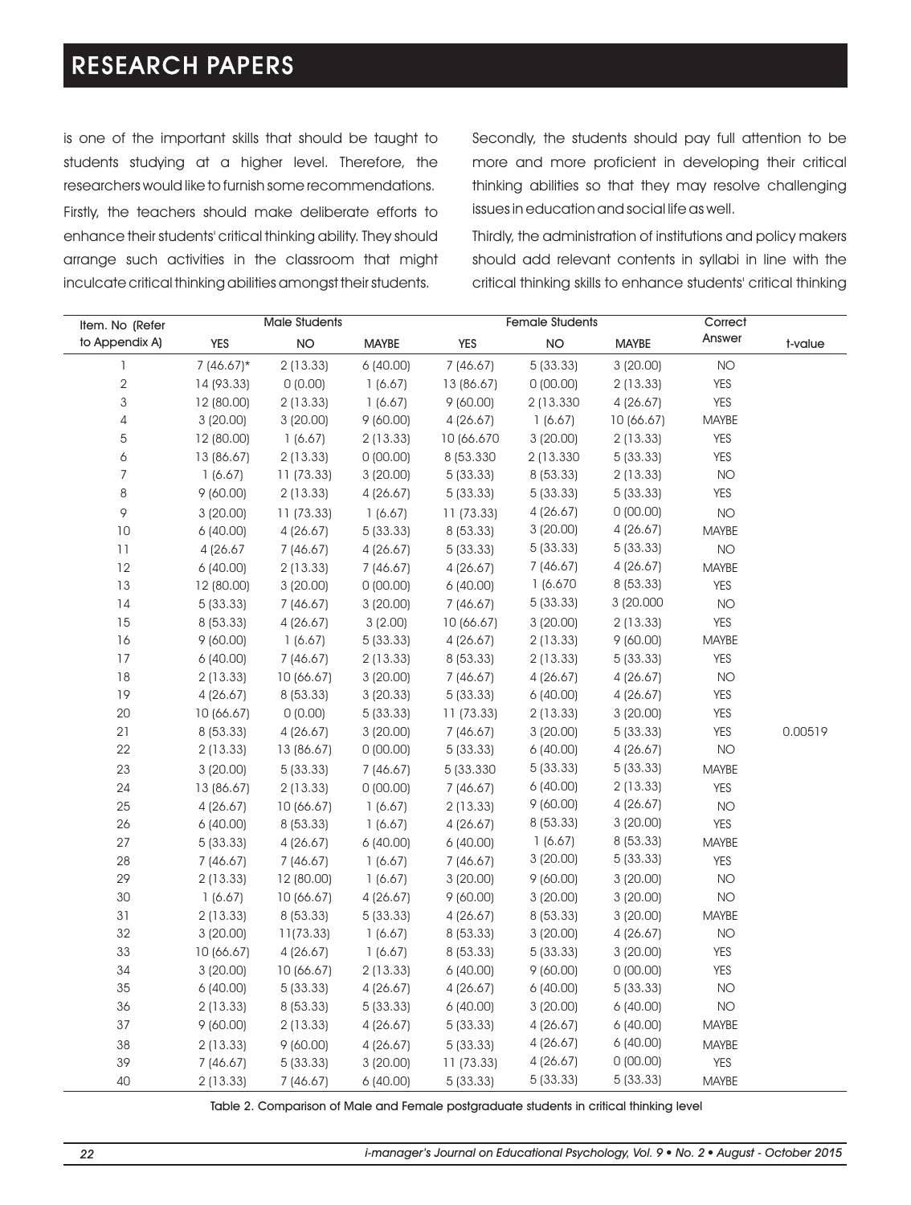is one of the important skills that should be taught to students studying at a higher level. Therefore, the researchers would like to furnish some recommendations.

Firstly, the teachers should make deliberate efforts to enhance their students' critical thinking ability. They should arrange such activities in the classroom that might inculcate critical thinking abilities amongst their students.

Secondly, the students should pay full attention to be more and more proficient in developing their critical thinking abilities so that they may resolve challenging issues in education and social life as well.

Thirdly, the administration of institutions and policy makers should add relevant contents in syllabi in line with the critical thinking skills to enhance students' critical thinking

| Item. No (Refer to Appendix A) | Male Students | | | Female Students | | | Correct Answer | t-value |
|---|---|---|---|---|---|---|---|---|
| | YES | NO | MAYBE | YES | NO | MAYBE | | |
| 1 | 7 (46.67)* | 2 (13.33) | 6 (40.00) | 7 (46.67) | 5 (33.33) | 3 (20.00) | NO | |
| 2 | 14 (93.33) | 0 (0.00) | 1 (6.67) | 13 (86.67) | 0 (00.00) | 2 (13.33) | YES | |
| 3 | 12 (80.00) | 2 (13.33) | 1 (6.67) | 9 (60.00) | 2 (13.330 | 4 (26.67) | YES | |
| 4 | 3 (20.00) | 3 (20.00) | 9 (60.00) | 4 (26.67) | 1 (6.67) | 10 (66.67) | MAYBE | |
| 5 | 12 (80.00) | 1 (6.67) | 2 (13.33) | 10 (66.670 | 3 (20.00) | 2 (13.33) | YES | |
| 6 | 13 (86.67) | 2 (13.33) | 0 (00.00) | 8 (53.330 | 2 (13.330 | 5 (33.33) | YES | |
| 7 | 1 (6.67) | 11 (73.33) | 3 (20.00) | 5 (33.33) | 8 (53.33) | 2 (13.33) | NO | |
| 8 | 9 (60.00) | 2 (13.33) | 4 (26.67) | 5 (33.33) | 5 (33.33) | 5 (33.33) | YES | |
| 9 | 3 (20.00) | 11 (73.33) | 1 (6.67) | 11 (73.33) | 4 (26.67) | 0 (00.00) | NO | |
| 10 | 6 (40.00) | 4 (26.67) | 5 (33.33) | 8 (53.33) | 3 (20.00) | 4 (26.67) | MAYBE | |
| 11 | 4 (26.67 | 7 (46.67) | 4 (26.67) | 5 (33.33) | 5 (33.33) | 5 (33.33) | NO | |
| 12 | 6 (40.00) | 2 (13.33) | 7 (46.67) | 4 (26.67) | 7 (46.67) | 4 (26.67) | MAYBE | |
| 13 | 12 (80.00) | 3 (20.00) | 0 (00.00) | 6 (40.00) | 1 (6.670 | 8 (53.33) | YES | |
| 14 | 5 (33.33) | 7 (46.67) | 3 (20.00) | 7 (46.67) | 5 (33.33) | 3 (20.000 | NO | |
| 15 | 8 (53.33) | 4 (26.67) | 3 (2.00) | 10 (66.67) | 3 (20.00) | 2 (13.33) | YES | |
| 16 | 9 (60.00) | 1 (6.67) | 5 (33.33) | 4 (26.67) | 2 (13.33) | 9 (60.00) | MAYBE | |
| 17 | 6 (40.00) | 7 (46.67) | 2 (13.33) | 8 (53.33) | 2 (13.33) | 5 (33.33) | YES | |
| 18 | 2 (13.33) | 10 (66.67) | 3 (20.00) | 7 (46.67) | 4 (26.67) | 4 (26.67) | NO | |
| 19 | 4 (26.67) | 8 (53.33) | 3 (20.33) | 5 (33.33) | 6 (40.00) | 4 (26.67) | YES | |
| 20 | 10 (66.67) | 0 (0.00) | 5 (33.33) | 11 (73.33) | 2 (13.33) | 3 (20.00) | YES | |
| 21 | 8 (53.33) | 4 (26.67) | 3 (20.00) | 7 (46.67) | 3 (20.00) | 5 (33.33) | YES | 0.00519 |
| 22 | 2 (13.33) | 13 (86.67) | 0 (00.00) | 5 (33.33) | 6 (40.00) | 4 (26.67) | NO | |
| 23 | 3 (20.00) | 5 (33.33) | 7 (46.67) | 5 (33.330 | 5 (33.33) | 5 (33.33) | MAYBE | |
| 24 | 13 (86.67) | 2 (13.33) | 0 (00.00) | 7 (46.67) | 6 (40.00) | 2 (13.33) | YES | |
| 25 | 4 (26.67) | 10 (66.67) | 1 (6.67) | 2 (13.33) | 9 (60.00) | 4 (26.67) | NO | |
| 26 | 6 (40.00) | 8 (53.33) | 1 (6.67) | 4 (26.67) | 8 (53.33) | 3 (20.00) | YES | |
| 27 | 5 (33.33) | 4 (26.67) | 6 (40.00) | 6 (40.00) | 1 (6.67) | 8 (53.33) | MAYBE | |
| 28 | 7 (46.67) | 7 (46.67) | 1 (6.67) | 7 (46.67) | 3 (20.00) | 5 (33.33) | YES | |
| 29 | 2 (13.33) | 12 (80.00) | 1 (6.67) | 3 (20.00) | 9 (60.00) | 3 (20.00) | NO | |
| 30 | 1 (6.67) | 10 (66.67) | 4 (26.67) | 9 (60.00) | 3 (20.00) | 3 (20.00) | NO | |
| 31 | 2 (13.33) | 8 (53.33) | 5 (33.33) | 4 (26.67) | 8 (53.33) | 3 (20.00) | MAYBE | |
| 32 | 3 (20.00) | 11(73.33) | 1 (6.67) | 8 (53.33) | 3 (20.00) | 4 (26.67) | NO | |
| 33 | 10 (66.67) | 4 (26.67) | 1 (6.67) | 8 (53.33) | 5 (33.33) | 3 (20.00) | YES | |
| 34 | 3 (20.00) | 10 (66.67) | 2 (13.33) | 6 (40.00) | 9 (60.00) | 0 (00.00) | YES | |
| 35 | 6 (40.00) | 5 (33.33) | 4 (26.67) | 4 (26.67) | 6 (40.00) | 5 (33.33) | NO | |
| 36 | 2 (13.33) | 8 (53.33) | 5 (33.33) | 6 (40.00) | 3 (20.00) | 6 (40.00) | NO | |
| 37 | 9 (60.00) | 2 (13.33) | 4 (26.67) | 5 (33.33) | 4 (26.67) | 6 (40.00) | MAYBE | |
| 38 | 2 (13.33) | 9 (60.00) | 4 (26.67) | 5 (33.33) | 4 (26.67) | 6 (40.00) | MAYBE | |
| 39 | 7 (46.67) | 5 (33.33) | 3 (20.00) | 11 (73.33) | 4 (26.67) | 0 (00.00) | YES | |
| 40 | 2 (13.33) | 7 (46.67) | 6 (40.00) | 5 (33.33) | 5 (33.33) | 5 (33.33) | MAYBE | |

Table 2. Comparison of Male and Female postgraduate students in critical thinking level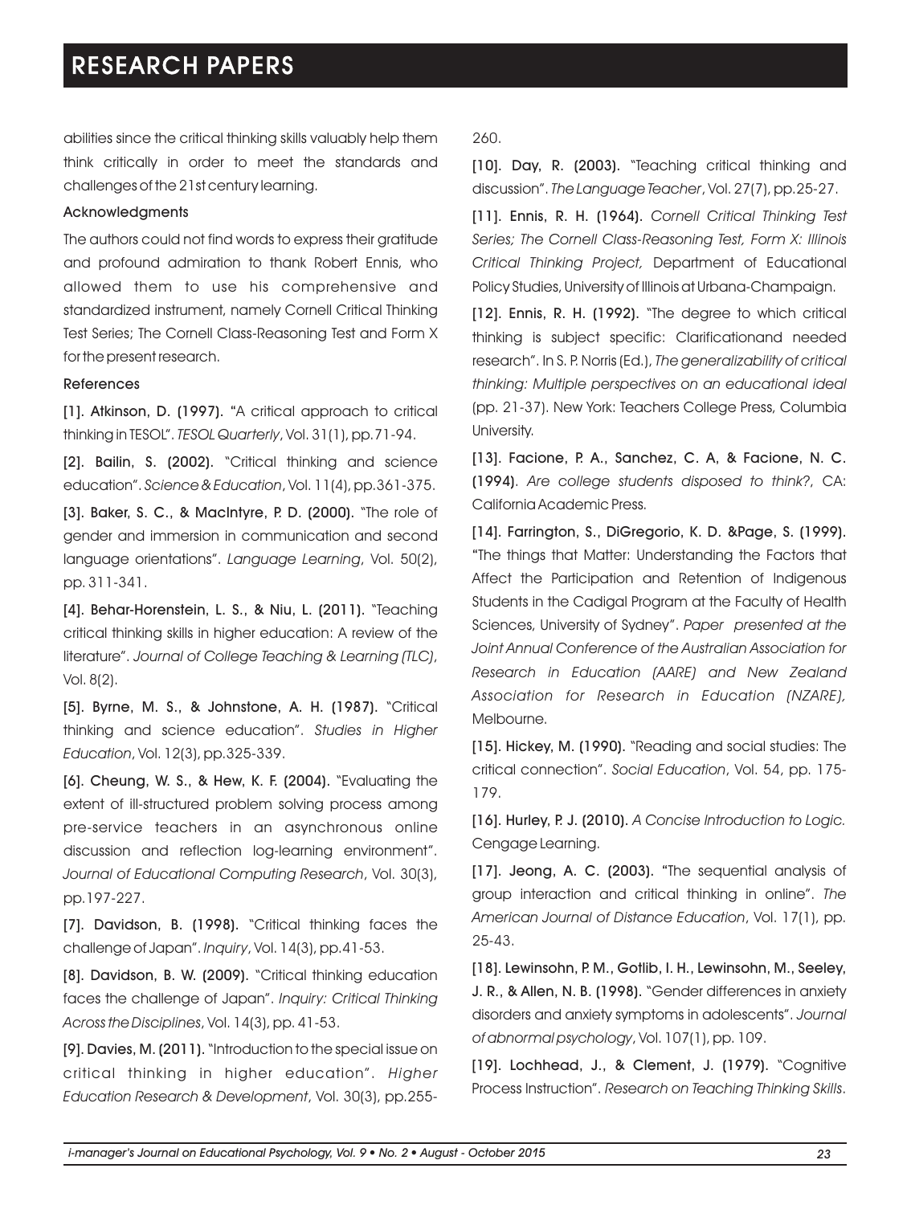abilities since the critical thinking skills valuably help them think critically in order to meet the standards and challenges of the 21st century learning.

### Acknowledgments

The authors could not find words to express their gratitude and profound admiration to thank Robert Ennis, who allowed them to use his comprehensive and standardized instrument, namely Cornell Critical Thinking Test Series; The Cornell Class-Reasoning Test and Form X for the present research.

### References

[1]. **Atkinson, D. (1997).** "A critical approach to critical thinking in TESOL". *TESOL Quarterly*, Vol. 31(1), pp. 71-94.

[2]. **Bailin, S. (2002).** "Critical thinking and science education". *Science & Education*, Vol. 11(4), pp. 361-375.

[3]. **Baker, S. C., & MacIntyre, P. D. (2000).** "The role of gender and immersion in communication and second language orientations". *Language Learning*, Vol. 50(2), pp. 311-341.

[4]. **Behar-Horenstein, L. S., & Niu, L. (2011).** "Teaching critical thinking skills in higher education: A review of the literature". *Journal of College Teaching & Learning (TLC)*, Vol. 8(2).

[5]. **Byrne, M. S., & Johnstone, A. H. (1987).** "Critical thinking and science education". *Studies in Higher Education*, Vol. 12(3), pp. 325-339.

[6]. **Cheung, W. S., & Hew, K. F. (2004).** "Evaluating the extent of ill-structured problem solving process among pre-service teachers in an asynchronous online discussion and reflection log-learning environment". *Journal of Educational Computing Research*, Vol. 30(3), pp. 197-227.

[7]. **Davidson, B. (1998).** "Critical thinking faces the challenge of Japan". *Inquiry*, Vol. 14(3), pp. 41-53.

[8]. **Davidson, B. W. (2009).** "Critical thinking education faces the challenge of Japan". *Inquiry: Critical Thinking Across the Disciplines*, Vol. 14(3), pp. 41-53.

[9]. **Davies, M. (2011).** "Introduction to the special issue on critical thinking in higher education". *Higher Education Research & Development*, Vol. 30(3), pp. 255-260.

[10]. **Day, R. (2003).** "Teaching critical thinking and discussion". *The Language Teacher*, Vol. 27(7), pp. 25-27.

[11]. **Ennis, R. H. (1964).** *Cornell Critical Thinking Test Series; The Cornell Class-Reasoning Test, Form X: Illinois Critical Thinking Project,* Department of Educational Policy Studies, University of Illinois at Urbana-Champaign.

[12]. **Ennis, R. H. (1992).** "The degree to which critical thinking is subject specific: Clarificationand needed research". In S. P. Norris (Ed.), *The generalizability of critical thinking: Multiple perspectives on an educational ideal* (pp. 21-37). New York: Teachers College Press, Columbia University.

[13]. **Facione, P. A., Sanchez, C. A, & Facione, N. C. (1994).** *Are college students disposed to think?*, CA: California Academic Press.

[14]. **Farrington, S., DiGregorio, K. D. &Page, S. (1999).** "The things that Matter: Understanding the Factors that Affect the Participation and Retention of Indigenous Students in the Cadigal Program at the Faculty of Health Sciences, University of Sydney". *Paper presented at the Joint Annual Conference of the Australian Association for Research in Education (AARE) and New Zealand Association for Research in Education (NZARE),* Melbourne.

[15]. **Hickey, M. (1990).** "Reading and social studies: The critical connection". *Social Education*, Vol. 54, pp. 175-179.

[16]. **Hurley, P. J. (2010).** *A Concise Introduction to Logic.* Cengage Learning.

[17]. **Jeong, A. C. (2003).** "The sequential analysis of group interaction and critical thinking in online". *The American Journal of Distance Education*, Vol. 17(1), pp. 25-43.

[18]. **Lewinsohn, P. M., Gotlib, I. H., Lewinsohn, M., Seeley, J. R., & Allen, N. B. (1998).** "Gender differences in anxiety disorders and anxiety symptoms in adolescents". *Journal of abnormal psychology*, Vol. 107(1), pp. 109.

[19]. **Lochhead, J., & Clement, J. (1979).** "Cognitive Process Instruction". *Research on Teaching Thinking Skills*.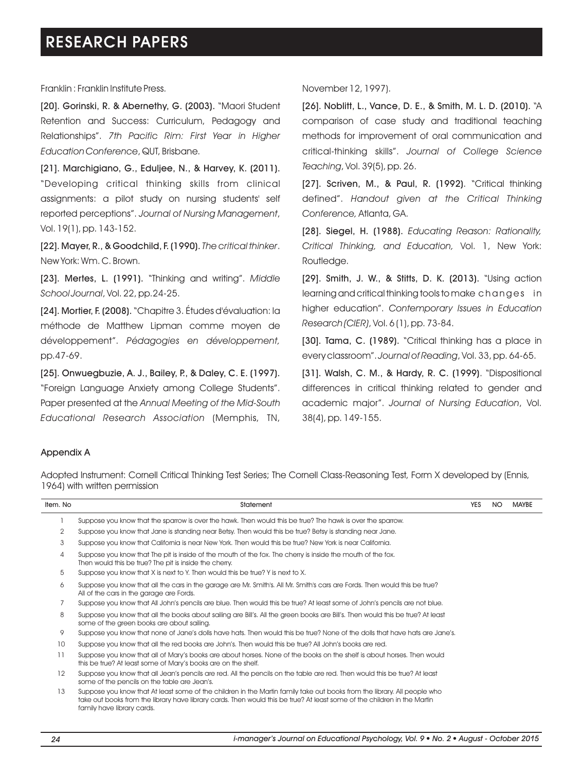Franklin : Franklin Institute Press.

[20]. Gorinski, R. & Abernethy, G. (2003). "Maori Student Retention and Success: Curriculum, Pedagogy and Relationships". *7th Pacific Rim: First Year in Higher Education Conference*, QUT, Brisbane.

[21]. Marchigiano, G., Eduljee, N., & Harvey, K. (2011). "Developing critical thinking skills from clinical assignments: a pilot study on nursing students' self reported perceptions". *Journal of Nursing Management*, Vol. 19(1), pp. 143-152.

[22]. Mayer, R., & Goodchild, F. (1990). *The critical thinker*. New York: Wm. C. Brown.

[23]. Mertes, L. (1991). "Thinking and writing". *Middle School Journal*, Vol. 22, pp.24-25.

[24]. Mortier, F. (2008). "Chapitre 3. Études d'évaluation: la méthode de Matthew Lipman comme moyen de développement". *Pédagogies en développement,* pp.47-69.

[25]. Onwuegbuzie, A. J., Bailey, P., & Daley, C. E. (1997). "Foreign Language Anxiety among College Students". Paper presented at the *Annual Meeting of the Mid-South Educational Research Association* (Memphis, TN, November 12, 1997).

[26]. Noblitt, L., Vance, D. E., & Smith, M. L. D. (2010). "A comparison of case study and traditional teaching methods for improvement of oral communication and critical-thinking skills". *Journal of College Science Teaching*, Vol. 39(5), pp. 26.

[27]. Scriven, M., & Paul, R. (1992). "Critical thinking defined". *Handout given at the Critical Thinking Conference,* Atlanta, GA.

[28]. Siegel, H. (1988). *Educating Reason: Rationality, Critical Thinking, and Education,* Vol. 1, New York: Routledge.

[29]. Smith, J. W., & Stitts, D. K. (2013). "Using action learning and critical thinking tools to make changes in higher education". *Contemporary Issues in Education Research (CIER)*, Vol. 6 (1), pp. 73-84.

[30]. Tama, C. (1989). "Critical thinking has a place in every classroom". *Journal of Reading*, Vol. 33, pp. 64-65.

[31]. Walsh, C. M., & Hardy, R. C. (1999). "Dispositional differences in critical thinking related to gender and academic major". *Journal of Nursing Education*, Vol. 38(4), pp. 149-155.

## Appendix A

Adopted Instrument: Cornell Critical Thinking Test Series; The Cornell Class-Reasoning Test, Form X developed by (Ennis, 1964) with written permission

| Item. No | Statement | YES | NO | MAYBE |
|---|---|---|---|---|
| 1 | Suppose you know that the sparrow is over the hawk. Then would this be true? The hawk is over the sparrow. | | | |
| 2 | Suppose you know that Jane is standing near Betsy. Then would this be true? Betsy is standing near Jane. | | | |
| 3 | Suppose you know that California is near New York. Then would this be true? New York is near California. | | | |
| 4 | Suppose you know that The pit is inside of the mouth of the fox. The cherry is inside the mouth of the fox. Then would this be true? The pit is inside the cherry. | | | |
| 5 | Suppose you know that X is next to Y. Then would this be true? Y is next to X. | | | |
| 6 | Suppose you know that all the cars in the garage are Mr. Smith's. All Mr. Smith's cars are Fords. Then would this be true? All of the cars in the garage are Fords. | | | |
| 7 | Suppose you know that All John's pencils are blue. Then would this be true? At least some of John's pencils are not blue. | | | |
| 8 | Suppose you know that all the books about sailing are Bill's. All the green books are Bill's. Then would this be true? At least some of the green books are about sailing. | | | |
| 9 | Suppose you know that none of Jane's dolls have hats. Then would this be true? None of the dolls that have hats are Jane's. | | | |
| 10 | Suppose you know that all the red books are John's. Then would this be true? All John's books are red. | | | |
| 11 | Suppose you know that all of Mary's books are about horses. None of the books on the shelf is about horses. Then would this be true? At least some of Mary's books are on the shelf. | | | |
| 12 | Suppose you know that all Jean's pencils are red. All the pencils on the table are red. Then would this be true? At least some of the pencils on the table are Jean's. | | | |
| 13 | Suppose you know that At least some of the children in the Martin family take out books from the library. All people who take out books from the library have library cards. Then would this be true? At least some of the children in the Martin family have library cards. | | | |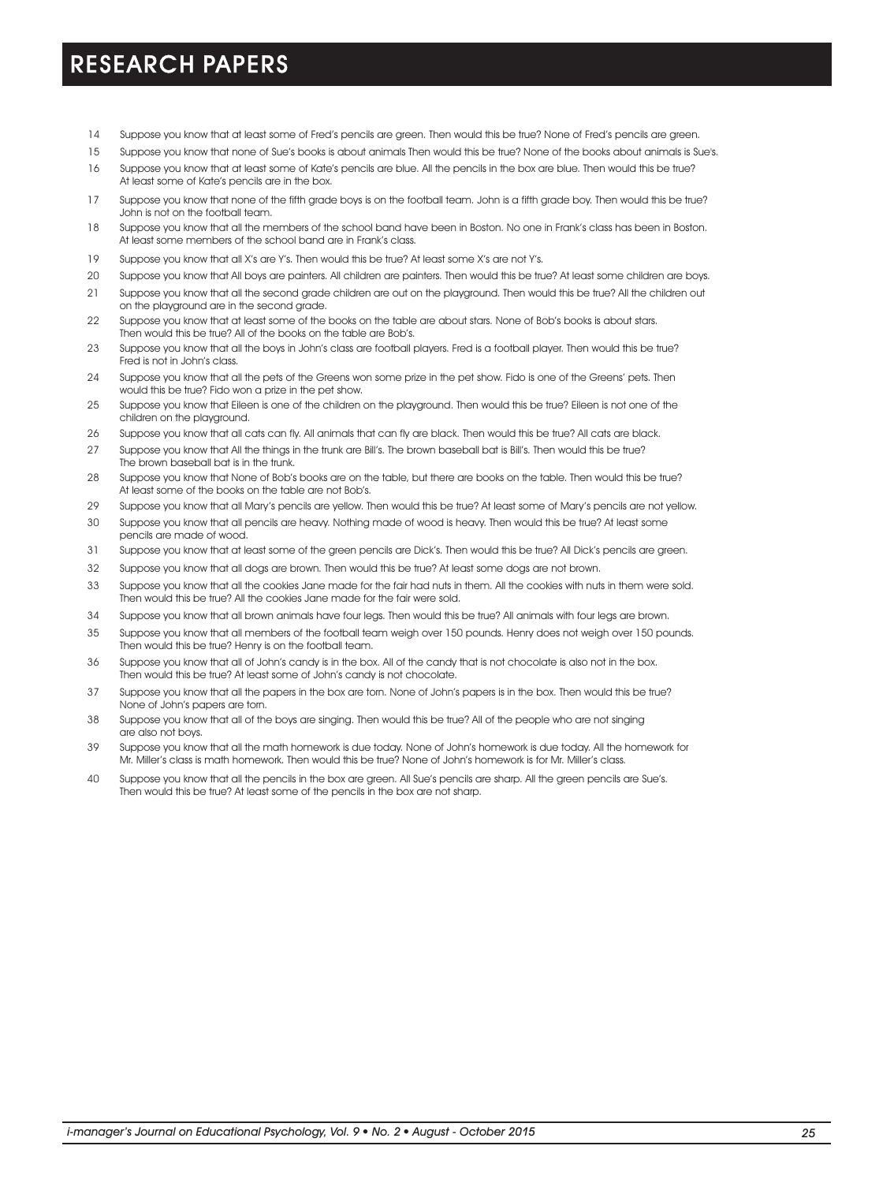14 Suppose you know that at least some of Fred's pencils are green. Then would this be true? None of Fred's pencils are green.

15 Suppose you know that none of Sue's books is about animals Then would this be true? None of the books about animals is Sue's.

16 Suppose you know that at least some of Kate's pencils are blue. All the pencils in the box are blue. Then would this be true? At least some of Kate's pencils are in the box.

17 Suppose you know that none of the fifth grade boys is on the football team. John is a fifth grade boy. Then would this be true? John is not on the football team.

18 Suppose you know that all the members of the school band have been in Boston. No one in Frank's class has been in Boston. At least some members of the school band are in Frank's class.

19 Suppose you know that all X's are Y's. Then would this be true? At least some X's are not Y's.

20 Suppose you know that All boys are painters. All children are painters. Then would this be true? At least some children are boys.

21 Suppose you know that all the second grade children are out on the playground. Then would this be true? All the children out on the playground are in the second grade.

22 Suppose you know that at least some of the books on the table are about stars. None of Bob's books is about stars. Then would this be true? All of the books on the table are Bob's.

23 Suppose you know that all the boys in John's class are football players. Fred is a football player. Then would this be true? Fred is not in John's class.

24 Suppose you know that all the pets of the Greens won some prize in the pet show. Fido is one of the Greens' pets. Then would this be true? Fido won a prize in the pet show.

25 Suppose you know that Eileen is one of the children on the playground. Then would this be true? Eileen is not one of the children on the playground.

26 Suppose you know that all cats can fly. All animals that can fly are black. Then would this be true? All cats are black.

27 Suppose you know that All the things in the trunk are Bill's. The brown baseball bat is Bill's. Then would this be true? The brown baseball bat is in the trunk.

28 Suppose you know that None of Bob's books are on the table, but there are books on the table. Then would this be true? At least some of the books on the table are not Bob's.

29 Suppose you know that all Mary's pencils are yellow. Then would this be true? At least some of Mary's pencils are not yellow.

30 Suppose you know that all pencils are heavy. Nothing made of wood is heavy. Then would this be true? At least some pencils are made of wood.

31 Suppose you know that at least some of the green pencils are Dick's. Then would this be true? All Dick's pencils are green.

32 Suppose you know that all dogs are brown. Then would this be true? At least some dogs are not brown.

33 Suppose you know that all the cookies Jane made for the fair had nuts in them. All the cookies with nuts in them were sold. Then would this be true? All the cookies Jane made for the fair were sold.

34 Suppose you know that all brown animals have four legs. Then would this be true? All animals with four legs are brown.

35 Suppose you know that all members of the football team weigh over 150 pounds. Henry does not weigh over 150 pounds. Then would this be true? Henry is on the football team.

36 Suppose you know that all of John's candy is in the box. All of the candy that is not chocolate is also not in the box. Then would this be true? At least some of John's candy is not chocolate.

37 Suppose you know that all the papers in the box are torn. None of John's papers is in the box. Then would this be true? None of John's papers are torn.

38 Suppose you know that all of the boys are singing. Then would this be true? All of the people who are not singing are also not boys.

39 Suppose you know that all the math homework is due today. None of John's homework is due today. All the homework for Mr. Miller's class is math homework. Then would this be true? None of John's homework is for Mr. Miller's class.

40 Suppose you know that all the pencils in the box are green. All Sue's pencils are sharp. All the green pencils are Sue's. Then would this be true? At least some of the pencils in the box are not sharp.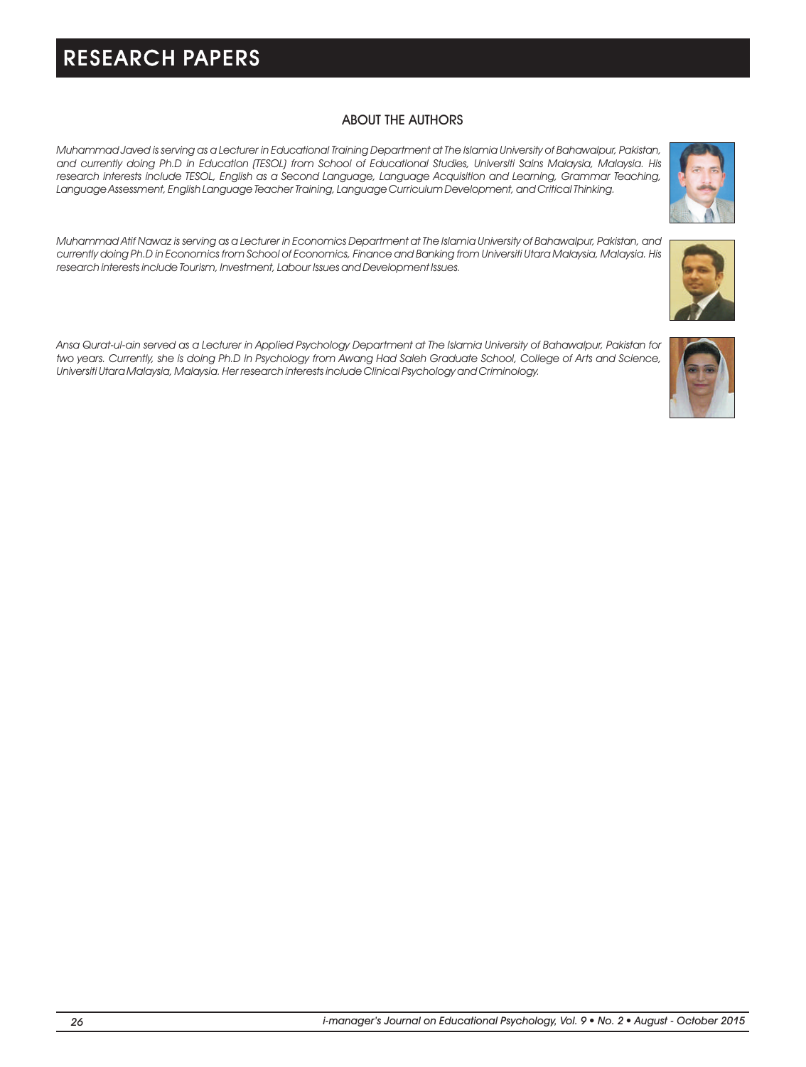## ABOUT THE AUTHORS

*Muhammad Javed is serving as a Lecturer in Educational Training Department at The Islamia University of Bahawalpur, Pakistan, and currently doing Ph.D in Education (TESOL) from School of Educational Studies, Universiti Sains Malaysia, Malaysia. His research interests include TESOL, English as a Second Language, Language Acquisition and Learning, Grammar Teaching, Language Assessment, English Language Teacher Training, Language Curriculum Development, and Critical Thinking.*

*Muhammad Atif Nawaz is serving as a Lecturer in Economics Department at The Islamia University of Bahawalpur, Pakistan, and currently doing Ph.D in Economics from School of Economics, Finance and Banking from Universiti Utara Malaysia, Malaysia. His research interests include Tourism, Investment, Labour Issues and Development Issues.*

*Ansa Qurat-ul-ain served as a Lecturer in Applied Psychology Department at The Islamia University of Bahawalpur, Pakistan for two years. Currently, she is doing Ph.D in Psychology from Awang Had Saleh Graduate School, College of Arts and Science, Universiti Utara Malaysia, Malaysia. Her research interests include Clinical Psychology and Criminology.*